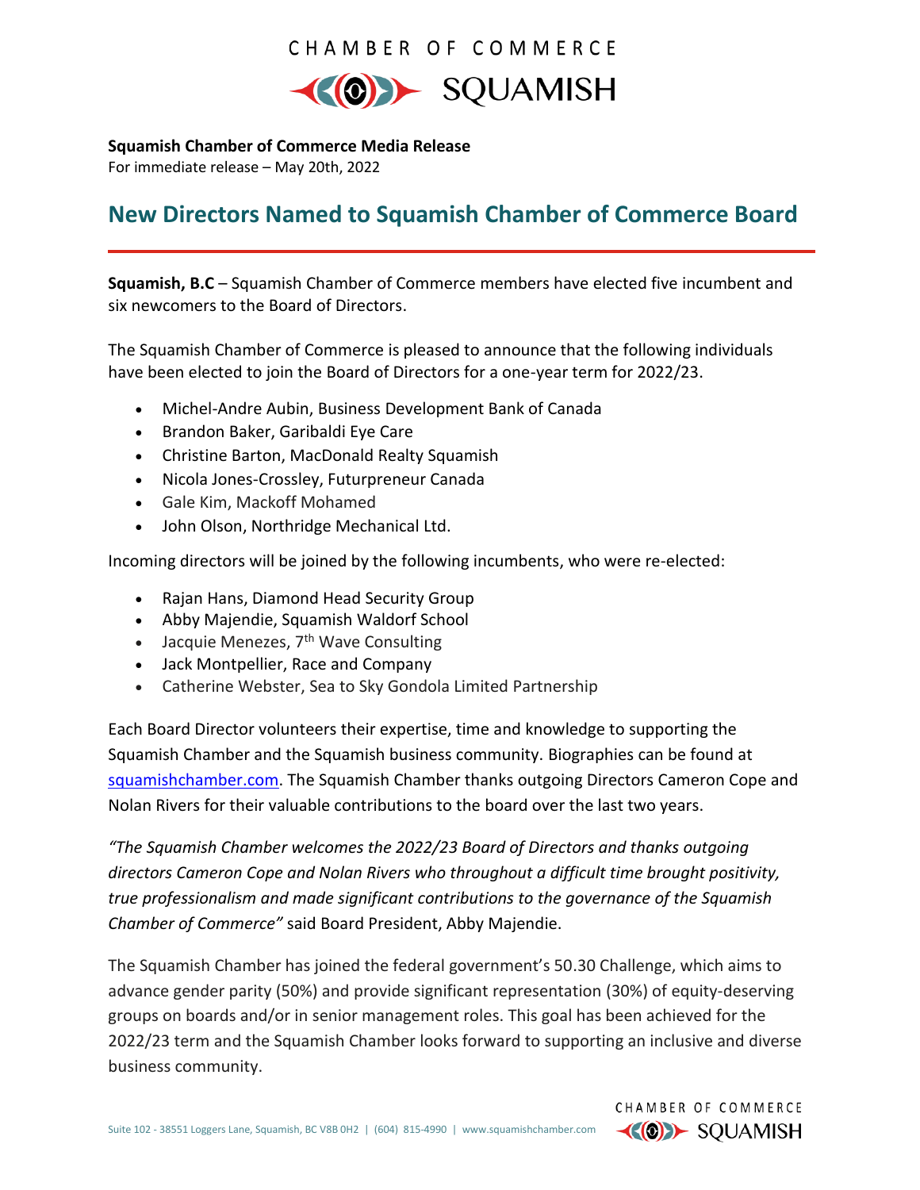CHAMBER OF COMMERCE

SQUAMISH

**Squamish Chamber of Commerce Media Release**

For immediate release – May 20th, 2022

## New Directors Named to Squamish Chamber of Commerce Board

**Squamish, B.C** – Squamish Chamber of Commerce members have elected five incumbent and six newcomers to the Board of Directors.

The Squamish Chamber of Commerce is pleased to announce that the following individuals have been elected to join the Board of Directors for a one-year term for 2022/23.

- Michel-Andre Aubin, Business Development Bank of Canada
- Brandon Baker, Garibaldi Eye Care
- Christine Barton, MacDonald Realty Squamish
- Nicola Jones-Crossley, Futurpreneur Canada
- Gale Kim, Mackoff Mohamed
- John Olson, Northridge Mechanical Ltd.

Incoming directors will be joined by the following incumbents, who were re-elected:

- Rajan Hans, Diamond Head Security Group
- Abby Majendie, Squamish Waldorf School
- Jacquie Menezes, 7th Wave Consulting
- Jack Montpellier, Race and Company
- Catherine Webster, Sea to Sky Gondola Limited Partnership

Each Board Director volunteers their expertise, time and knowledge to supporting the Squamish Chamber and the Squamish business community. Biographies can be found at squamishchamber.com. The Squamish Chamber thanks outgoing Directors Cameron Cope and Nolan Rivers for their valuable contributions to the board over the last two years.

*"The Squamish Chamber welcomes the 2022/23 Board of Directors and thanks outgoing directors Cameron Cope and Nolan Rivers who throughout a difficult time brought positivity, true professionalism and made significant contributions to the governance of the Squamish Chamber of Commerce"* said Board President, Abby Majendie.

The Squamish Chamber has joined the federal government's 50.30 Challenge, which aims to advance gender parity (50%) and provide significant representation (30%) of equity-deserving groups on boards and/or in senior management roles. This goal has been achieved for the 2022/23 term and the Squamish Chamber looks forward to supporting an inclusive and diverse business community.

Suite 102 - 38551 Loggers Lane, Squamish, BC V8B 0H2 | (604) 815-4990 | www.squamishchamber.com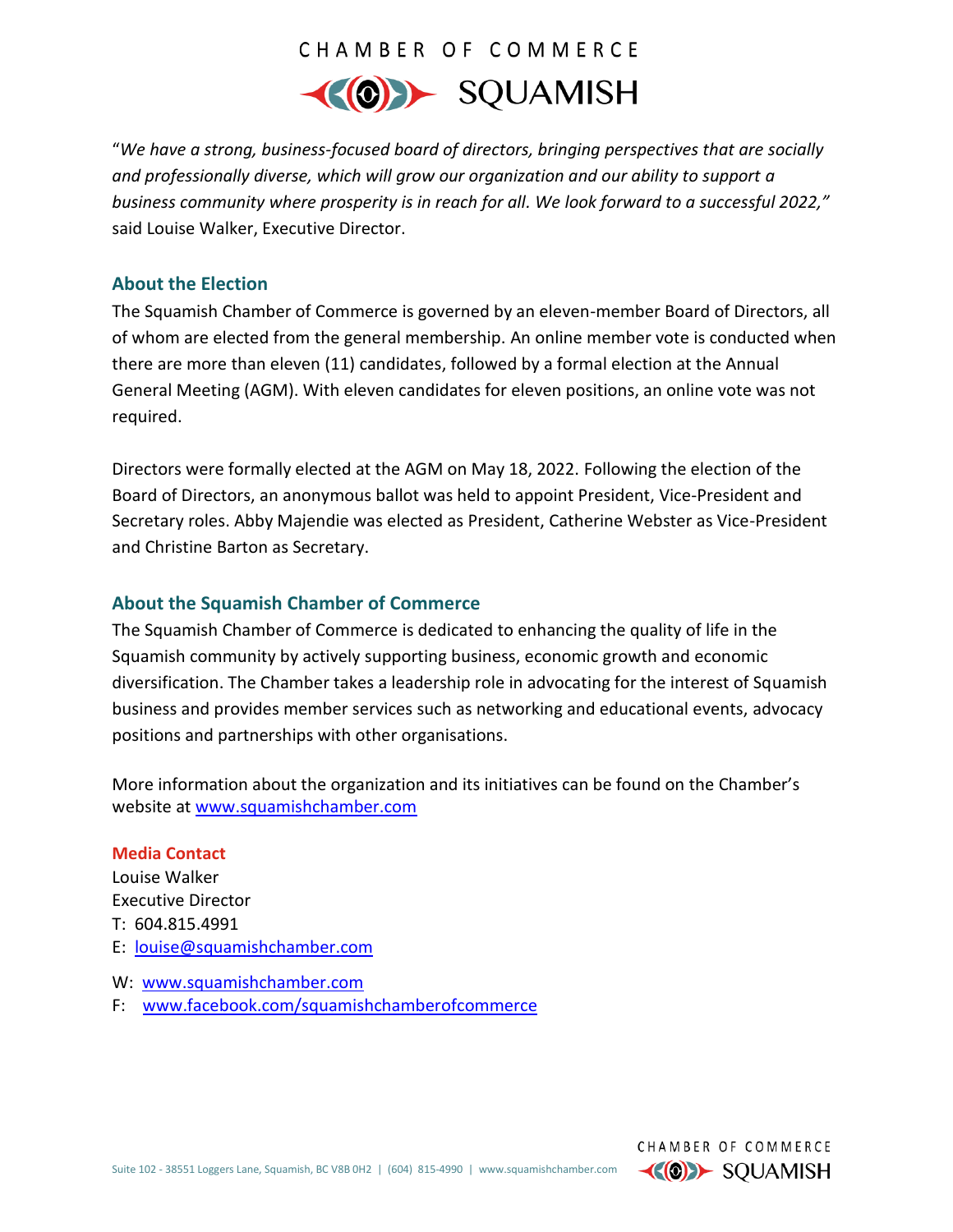"*We have a strong, business-focused board of directors, bringing perspectives that are socially and professionally diverse, which will grow our organization and our ability to support a business community where prosperity is in reach for all. We look forward to a successful 2022,"* said Louise Walker, Executive Director.

## About the Election

The Squamish Chamber of Commerce is governed by an eleven-member Board of Directors, all of whom are elected from the general membership. An online member vote is conducted when there are more than eleven (11) candidates, followed by a formal election at the Annual General Meeting (AGM). With eleven candidates for eleven positions, an online vote was not required.

Directors were formally elected at the AGM on May 18, 2022. Following the election of the Board of Directors, an anonymous ballot was held to appoint President, Vice-President and Secretary roles. Abby Majendie was elected as President, Catherine Webster as Vice-President and Christine Barton as Secretary.

## About the Squamish Chamber of Commerce

The Squamish Chamber of Commerce is dedicated to enhancing the quality of life in the Squamish community by actively supporting business, economic growth and economic diversification. The Chamber takes a leadership role in advocating for the interest of Squamish business and provides member services such as networking and educational events, advocacy positions and partnerships with other organisations.

More information about the organization and its initiatives can be found on the Chamber's website at www.squamishchamber.com

**Media Contact**
Louise Walker
Executive Director
T: 604.815.4991
E: louise@squamishchamber.com

W: www.squamishchamber.com
F: www.facebook.com/squamishchamberofcommerce